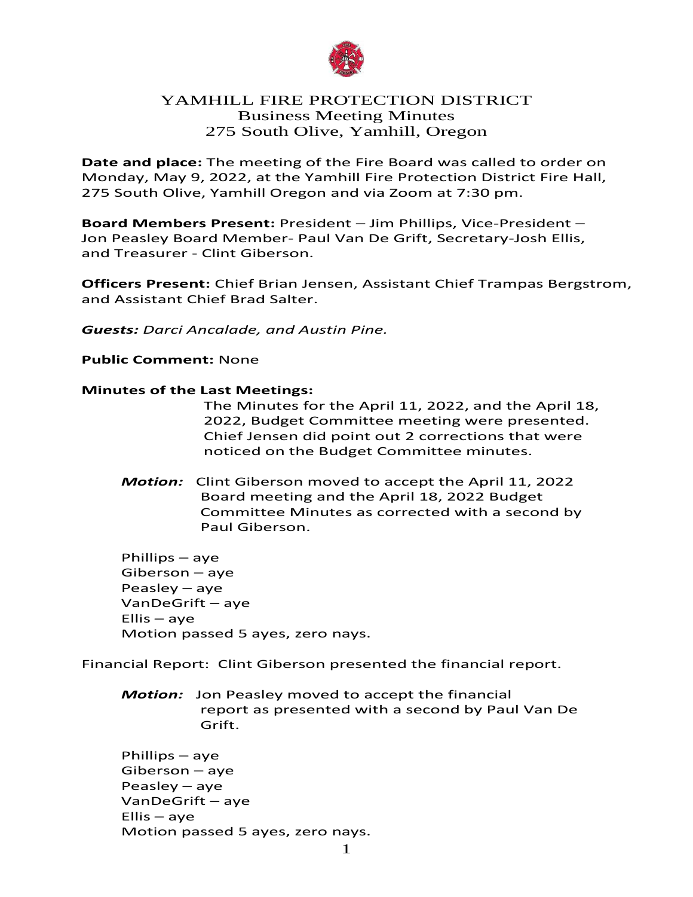# YAMHILL FIRE PROTECTION DISTRICT

## Business Meeting Minutes

## 275 South Olive, Yamhill, Oregon

**Date and place:** The meeting of the Fire Board was called to order on Monday, May 9, 2022, at the Yamhill Fire Protection District Fire Hall, 275 South Olive, Yamhill Oregon and via Zoom at 7:30 pm.

**Board Members Present:** President – Jim Phillips, Vice-President – Jon Peasley Board Member- Paul Van De Grift, Secretary-Josh Ellis, and Treasurer - Clint Giberson.

**Officers Present:** Chief Brian Jensen, Assistant Chief Trampas Bergstrom, and Assistant Chief Brad Salter.

***Guests:*** *Darci Ancalade, and Austin Pine.*

**Public Comment:** None

**Minutes of the Last Meetings:**

The Minutes for the April 11, 2022, and the April 18, 2022, Budget Committee meeting were presented. Chief Jensen did point out 2 corrections that were noticed on the Budget Committee minutes.

***Motion:*** Clint Giberson moved to accept the April 11, 2022 Board meeting and the April 18, 2022 Budget Committee Minutes as corrected with a second by Paul Giberson.

Phillips – aye
Giberson – aye
Peasley – aye
VanDeGrift – aye
Ellis – aye
Motion passed 5 ayes, zero nays.

Financial Report: Clint Giberson presented the financial report.

***Motion:*** Jon Peasley moved to accept the financial report as presented with a second by Paul Van De Grift.

Phillips – aye
Giberson – aye
Peasley – aye
VanDeGrift – aye
Ellis – aye
Motion passed 5 ayes, zero nays.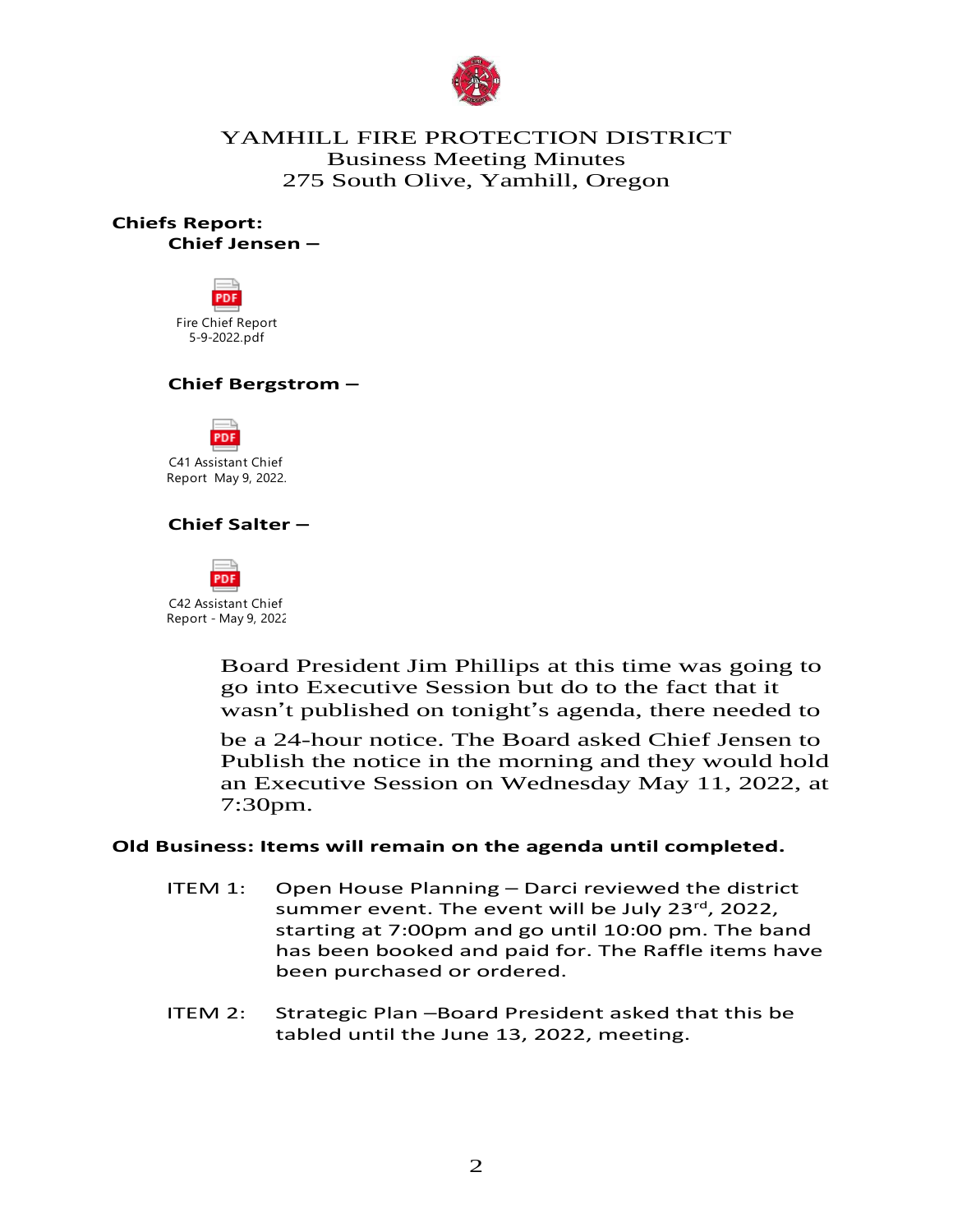YAMHILL FIRE PROTECTION DISTRICT
Business Meeting Minutes
275 South Olive, Yamhill, Oregon

**Chiefs Report:**

**Chief Jensen –**

Fire Chief Report 5-9-2022.pdf

**Chief Bergstrom –**

C41 Assistant Chief Report May 9, 2022.

**Chief Salter –**

C42 Assistant Chief Report - May 9, 2022

Board President Jim Phillips at this time was going to go into Executive Session but do to the fact that it wasn't published on tonight's agenda, there needed to be a 24-hour notice. The Board asked Chief Jensen to Publish the notice in the morning and they would hold an Executive Session on Wednesday May 11, 2022, at 7:30pm.

**Old Business: Items will remain on the agenda until completed.**

ITEM 1: Open House Planning – Darci reviewed the district summer event. The event will be July 23rd, 2022, starting at 7:00pm and go until 10:00 pm. The band has been booked and paid for. The Raffle items have been purchased or ordered.

ITEM 2: Strategic Plan –Board President asked that this be tabled until the June 13, 2022, meeting.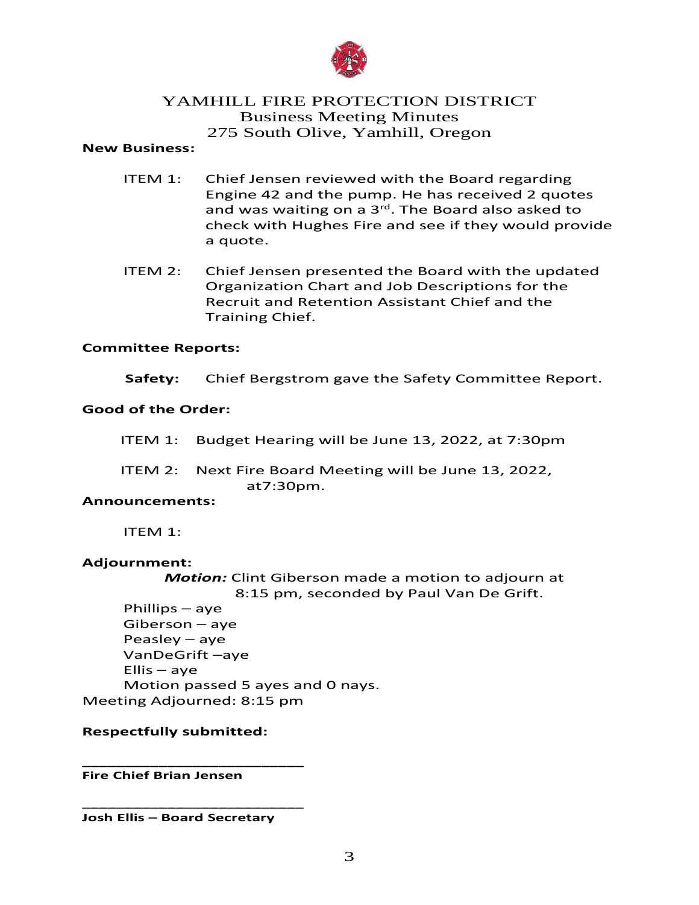YAMHILL FIRE PROTECTION DISTRICT
Business Meeting Minutes
275 South Olive, Yamhill, Oregon

**New Business:**

ITEM 1: Chief Jensen reviewed with the Board regarding Engine 42 and the pump. He has received 2 quotes and was waiting on a 3rd. The Board also asked to check with Hughes Fire and see if they would provide a quote.

ITEM 2: Chief Jensen presented the Board with the updated Organization Chart and Job Descriptions for the Recruit and Retention Assistant Chief and the Training Chief.

**Committee Reports:**

**Safety:** Chief Bergstrom gave the Safety Committee Report.

**Good of the Order:**

ITEM 1: Budget Hearing will be June 13, 2022, at 7:30pm

ITEM 2: Next Fire Board Meeting will be June 13, 2022, at7:30pm.

**Announcements:**

ITEM 1:

**Adjournment:**

***Motion:*** Clint Giberson made a motion to adjourn at 8:15 pm, seconded by Paul Van De Grift.

Phillips – aye
Giberson – aye
Peasley – aye
VanDeGrift –aye
Ellis – aye
Motion passed 5 ayes and 0 nays.

Meeting Adjourned: 8:15 pm

**Respectfully submitted:**

\_\_\_\_\_\_\_\_\_\_\_\_\_\_\_\_\_\_\_\_\_\_\_\_\_\_\_\_
**Fire Chief Brian Jensen**

\_\_\_\_\_\_\_\_\_\_\_\_\_\_\_\_\_\_\_\_\_\_\_\_\_\_\_\_
**Josh Ellis – Board Secretary**